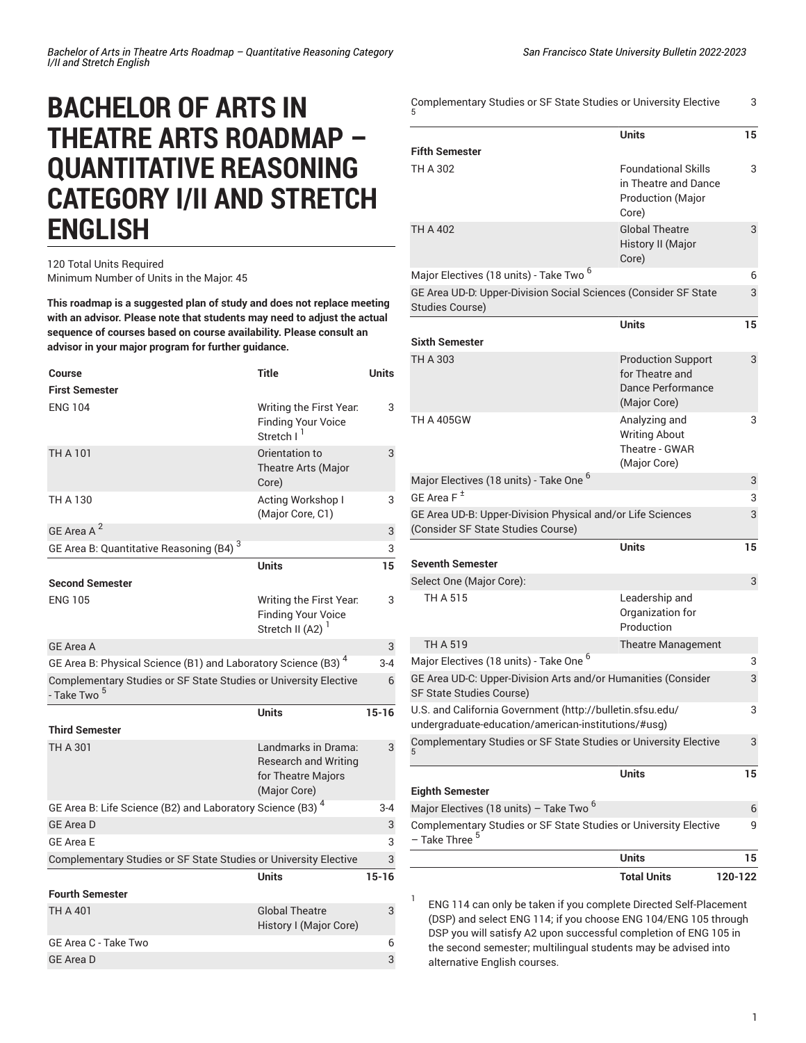# BACHELOR OF ARTS IN THEATRE ARTS ROADMAP – QUANTITATIVE REASONING CATEGORY I/II AND STRETCH ENGLISH

120 Total Units Required
Minimum Number of Units in the Major: 45

**This roadmap is a suggested plan of study and does not replace meeting with an advisor. Please note that students may need to adjust the actual sequence of courses based on course availability. Please consult an advisor in your major program for further guidance.**

| Course | Title | Units |
|---|---|---|
| **First Semester** | | |
| ENG 104 | Writing the First Year: Finding Your Voice Stretch I [1] | 3 |
| TH A 101 | Orientation to Theatre Arts (Major Core) | 3 |
| TH A 130 | Acting Workshop I (Major Core, C1) | 3 |
| GE Area A [2] | | 3 |
| GE Area B: Quantitative Reasoning (B4) [3] | | 3 |
| | **Units** | **15** |
| **Second Semester** | | |
| ENG 105 | Writing the First Year: Finding Your Voice Stretch II (A2) [1] | 3 |
| GE Area A | | 3 |
| GE Area B: Physical Science (B1) and Laboratory Science (B3) [4] | | 3-4 |
| Complementary Studies or SF State Studies or University Elective - Take Two [5] | | 6 |
| | **Units** | **15-16** |
| **Third Semester** | | |
| TH A 301 | Landmarks in Drama: Research and Writing for Theatre Majors (Major Core) | 3 |
| GE Area B: Life Science (B2) and Laboratory Science (B3) [4] | | 3-4 |
| GE Area D | | 3 |
| GE Area E | | 3 |
| Complementary Studies or SF State Studies or University Elective | | 3 |
| | **Units** | **15-16** |
| **Fourth Semester** | | |
| TH A 401 | Global Theatre History I (Major Core) | 3 |
| GE Area C - Take Two | | 6 |
| GE Area D | | 3 |
| Complementary Studies or SF State Studies or University Elective [5] | | 3 |
| | **Units** | **15** |
| **Fifth Semester** | | |
| TH A 302 | Foundational Skills in Theatre and Dance Production (Major Core) | 3 |
| TH A 402 | Global Theatre History II (Major Core) | 3 |
| Major Electives (18 units) - Take Two [6] | | 6 |
| GE Area UD-D: Upper-Division Social Sciences (Consider SF State Studies Course) | | 3 |
| | **Units** | **15** |
| **Sixth Semester** | | |
| TH A 303 | Production Support for Theatre and Dance Performance (Major Core) | 3 |
| TH A 405GW | Analyzing and Writing About Theatre - GWAR (Major Core) | 3 |
| Major Electives (18 units) - Take One [6] | | 3 |
| GE Area F [±] | | 3 |
| GE Area UD-B: Upper-Division Physical and/or Life Sciences (Consider SF State Studies Course) | | 3 |
| | **Units** | **15** |
| **Seventh Semester** | | |
| Select One (Major Core): | | 3 |
| TH A 515 | Leadership and Organization for Production | |
| TH A 519 | Theatre Management | |
| Major Electives (18 units) - Take One [6] | | 3 |
| GE Area UD-C: Upper-Division Arts and/or Humanities (Consider SF State Studies Course) | | 3 |
| U.S. and California Government (http://bulletin.sfsu.edu/undergraduate-education/american-institutions/#usg) | | 3 |
| Complementary Studies or SF State Studies or University Elective [5] | | 3 |
| | **Units** | **15** |
| **Eighth Semester** | | |
| Major Electives (18 units) – Take Two [6] | | 6 |
| Complementary Studies or SF State Studies or University Elective – Take Three [5] | | 9 |
| | **Units** | **15** |
| | **Total Units** | **120-122** |

1. ENG 114 can only be taken if you complete Directed Self-Placement (DSP) and select ENG 114; if you choose ENG 104/ENG 105 through DSP you will satisfy A2 upon successful completion of ENG 105 in the second semester; multilingual students may be advised into alternative English courses.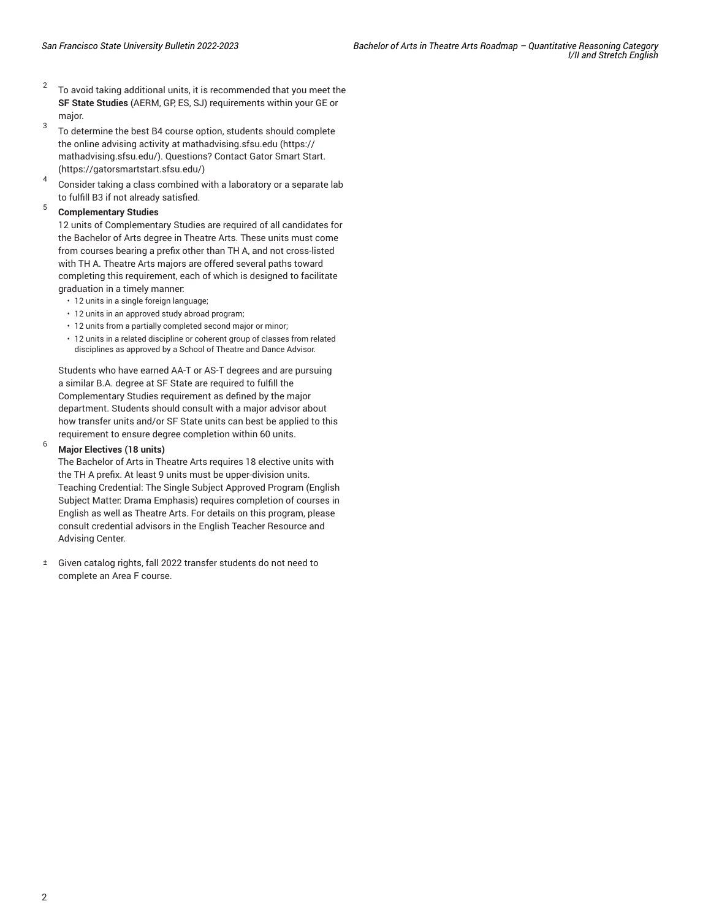[2] To avoid taking additional units, it is recommended that you meet the **SF State Studies** (AERM, GP, ES, SJ) requirements within your GE or major.

[3] To determine the best B4 course option, students should complete the online advising activity at mathadvising.sfsu.edu (https://mathadvising.sfsu.edu/). Questions? Contact Gator Smart Start. (https://gatorsmartstart.sfsu.edu/)

[4] Consider taking a class combined with a laboratory or a separate lab to fulfill B3 if not already satisfied.

[5] **Complementary Studies**

12 units of Complementary Studies are required of all candidates for the Bachelor of Arts degree in Theatre Arts. These units must come from courses bearing a prefix other than TH A, and not cross-listed with TH A. Theatre Arts majors are offered several paths toward completing this requirement, each of which is designed to facilitate graduation in a timely manner:

- 12 units in a single foreign language;
- 12 units in an approved study abroad program;
- 12 units from a partially completed second major or minor;
- 12 units in a related discipline or coherent group of classes from related disciplines as approved by a School of Theatre and Dance Advisor.

Students who have earned AA-T or AS-T degrees and are pursuing a similar B.A. degree at SF State are required to fulfill the Complementary Studies requirement as defined by the major department. Students should consult with a major advisor about how transfer units and/or SF State units can best be applied to this requirement to ensure degree completion within 60 units.

[6] **Major Electives (18 units)**

The Bachelor of Arts in Theatre Arts requires 18 elective units with the TH A prefix. At least 9 units must be upper-division units. Teaching Credential: The Single Subject Approved Program (English Subject Matter: Drama Emphasis) requires completion of courses in English as well as Theatre Arts. For details on this program, please consult credential advisors in the English Teacher Resource and Advising Center.

± Given catalog rights, fall 2022 transfer students do not need to complete an Area F course.